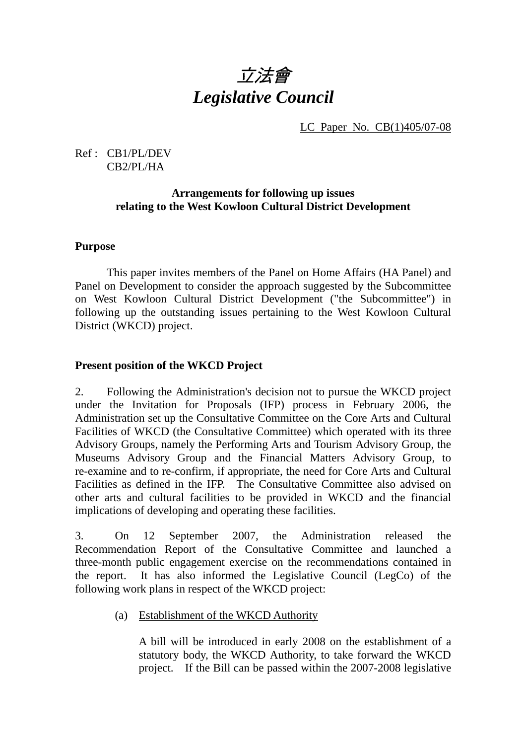# *立法會*
# *Legislative Council*

LC Paper No. CB(1)405/07-08

Ref : CB1/PL/DEV
CB2/PL/HA

**Arrangements for following up issues relating to the West Kowloon Cultural District Development**

**Purpose**

This paper invites members of the Panel on Home Affairs (HA Panel) and Panel on Development to consider the approach suggested by the Subcommittee on West Kowloon Cultural District Development ("the Subcommittee") in following up the outstanding issues pertaining to the West Kowloon Cultural District (WKCD) project.

**Present position of the WKCD Project**

2. Following the Administration's decision not to pursue the WKCD project under the Invitation for Proposals (IFP) process in February 2006, the Administration set up the Consultative Committee on the Core Arts and Cultural Facilities of WKCD (the Consultative Committee) which operated with its three Advisory Groups, namely the Performing Arts and Tourism Advisory Group, the Museums Advisory Group and the Financial Matters Advisory Group, to re-examine and to re-confirm, if appropriate, the need for Core Arts and Cultural Facilities as defined in the IFP. The Consultative Committee also advised on other arts and cultural facilities to be provided in WKCD and the financial implications of developing and operating these facilities.

3. On 12 September 2007, the Administration released the Recommendation Report of the Consultative Committee and launched a three-month public engagement exercise on the recommendations contained in the report. It has also informed the Legislative Council (LegCo) of the following work plans in respect of the WKCD project:

(a) Establishment of the WKCD Authority

A bill will be introduced in early 2008 on the establishment of a statutory body, the WKCD Authority, to take forward the WKCD project. If the Bill can be passed within the 2007-2008 legislative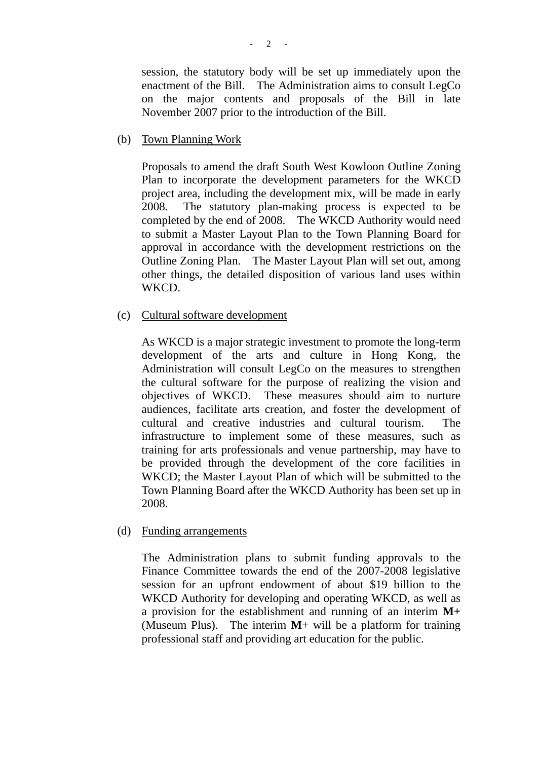session, the statutory body will be set up immediately upon the enactment of the Bill. The Administration aims to consult LegCo on the major contents and proposals of the Bill in late November 2007 prior to the introduction of the Bill.

(b) Town Planning Work

Proposals to amend the draft South West Kowloon Outline Zoning Plan to incorporate the development parameters for the WKCD project area, including the development mix, will be made in early 2008. The statutory plan-making process is expected to be completed by the end of 2008. The WKCD Authority would need to submit a Master Layout Plan to the Town Planning Board for approval in accordance with the development restrictions on the Outline Zoning Plan. The Master Layout Plan will set out, among other things, the detailed disposition of various land uses within WKCD.

(c) Cultural software development

As WKCD is a major strategic investment to promote the long-term development of the arts and culture in Hong Kong, the Administration will consult LegCo on the measures to strengthen the cultural software for the purpose of realizing the vision and objectives of WKCD. These measures should aim to nurture audiences, facilitate arts creation, and foster the development of cultural and creative industries and cultural tourism. The infrastructure to implement some of these measures, such as training for arts professionals and venue partnership, may have to be provided through the development of the core facilities in WKCD; the Master Layout Plan of which will be submitted to the Town Planning Board after the WKCD Authority has been set up in 2008.

(d) Funding arrangements

The Administration plans to submit funding approvals to the Finance Committee towards the end of the 2007-2008 legislative session for an upfront endowment of about $19 billion to the WKCD Authority for developing and operating WKCD, as well as a provision for the establishment and running of an interim **M+** (Museum Plus). The interim **M**+ will be a platform for training professional staff and providing art education for the public.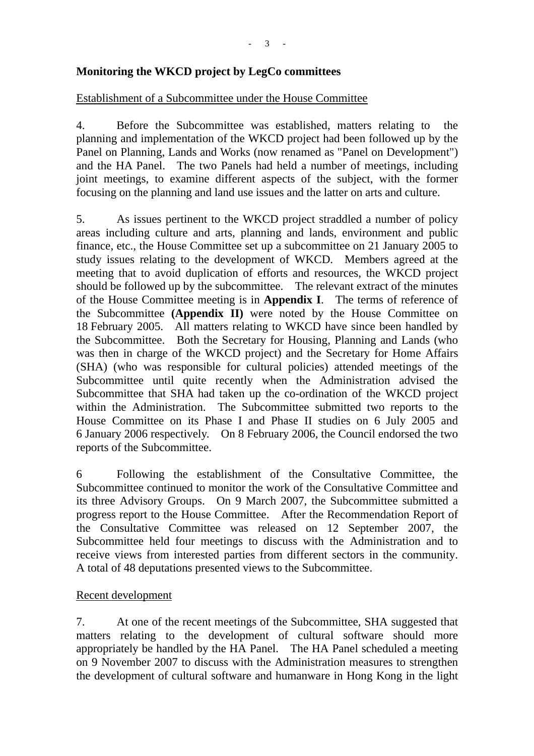**Monitoring the WKCD project by LegCo committees**

Establishment of a Subcommittee under the House Committee

4. Before the Subcommittee was established, matters relating to the planning and implementation of the WKCD project had been followed up by the Panel on Planning, Lands and Works (now renamed as "Panel on Development") and the HA Panel. The two Panels had held a number of meetings, including joint meetings, to examine different aspects of the subject, with the former focusing on the planning and land use issues and the latter on arts and culture.

5. As issues pertinent to the WKCD project straddled a number of policy areas including culture and arts, planning and lands, environment and public finance, etc., the House Committee set up a subcommittee on 21 January 2005 to study issues relating to the development of WKCD. Members agreed at the meeting that to avoid duplication of efforts and resources, the WKCD project should be followed up by the subcommittee. The relevant extract of the minutes of the House Committee meeting is in **Appendix I**. The terms of reference of the Subcommittee **(Appendix II)** were noted by the House Committee on 18 February 2005. All matters relating to WKCD have since been handled by the Subcommittee. Both the Secretary for Housing, Planning and Lands (who was then in charge of the WKCD project) and the Secretary for Home Affairs (SHA) (who was responsible for cultural policies) attended meetings of the Subcommittee until quite recently when the Administration advised the Subcommittee that SHA had taken up the co-ordination of the WKCD project within the Administration. The Subcommittee submitted two reports to the House Committee on its Phase I and Phase II studies on 6 July 2005 and 6 January 2006 respectively. On 8 February 2006, the Council endorsed the two reports of the Subcommittee.

6 Following the establishment of the Consultative Committee, the Subcommittee continued to monitor the work of the Consultative Committee and its three Advisory Groups. On 9 March 2007, the Subcommittee submitted a progress report to the House Committee. After the Recommendation Report of the Consultative Committee was released on 12 September 2007, the Subcommittee held four meetings to discuss with the Administration and to receive views from interested parties from different sectors in the community. A total of 48 deputations presented views to the Subcommittee.

Recent development

7. At one of the recent meetings of the Subcommittee, SHA suggested that matters relating to the development of cultural software should more appropriately be handled by the HA Panel. The HA Panel scheduled a meeting on 9 November 2007 to discuss with the Administration measures to strengthen the development of cultural software and humanware in Hong Kong in the light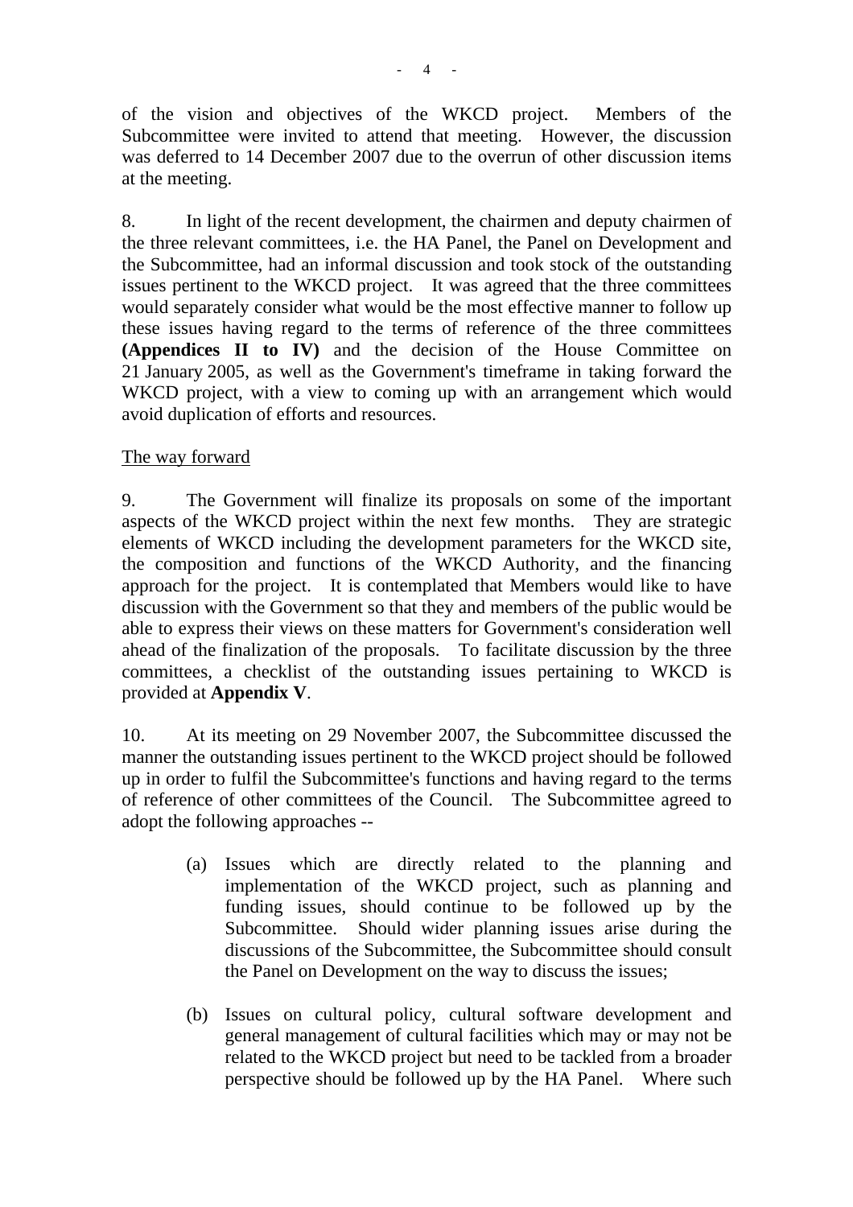of the vision and objectives of the WKCD project. Members of the Subcommittee were invited to attend that meeting. However, the discussion was deferred to 14 December 2007 due to the overrun of other discussion items at the meeting.

8. In light of the recent development, the chairmen and deputy chairmen of the three relevant committees, i.e. the HA Panel, the Panel on Development and the Subcommittee, had an informal discussion and took stock of the outstanding issues pertinent to the WKCD project. It was agreed that the three committees would separately consider what would be the most effective manner to follow up these issues having regard to the terms of reference of the three committees **(Appendices II to IV)** and the decision of the House Committee on 21 January 2005, as well as the Government's timeframe in taking forward the WKCD project, with a view to coming up with an arrangement which would avoid duplication of efforts and resources.

<u>The way forward</u>

9. The Government will finalize its proposals on some of the important aspects of the WKCD project within the next few months. They are strategic elements of WKCD including the development parameters for the WKCD site, the composition and functions of the WKCD Authority, and the financing approach for the project. It is contemplated that Members would like to have discussion with the Government so that they and members of the public would be able to express their views on these matters for Government's consideration well ahead of the finalization of the proposals. To facilitate discussion by the three committees, a checklist of the outstanding issues pertaining to WKCD is provided at **Appendix V**.

10. At its meeting on 29 November 2007, the Subcommittee discussed the manner the outstanding issues pertinent to the WKCD project should be followed up in order to fulfil the Subcommittee's functions and having regard to the terms of reference of other committees of the Council. The Subcommittee agreed to adopt the following approaches --

(a) Issues which are directly related to the planning and implementation of the WKCD project, such as planning and funding issues, should continue to be followed up by the Subcommittee. Should wider planning issues arise during the discussions of the Subcommittee, the Subcommittee should consult the Panel on Development on the way to discuss the issues;

(b) Issues on cultural policy, cultural software development and general management of cultural facilities which may or may not be related to the WKCD project but need to be tackled from a broader perspective should be followed up by the HA Panel. Where such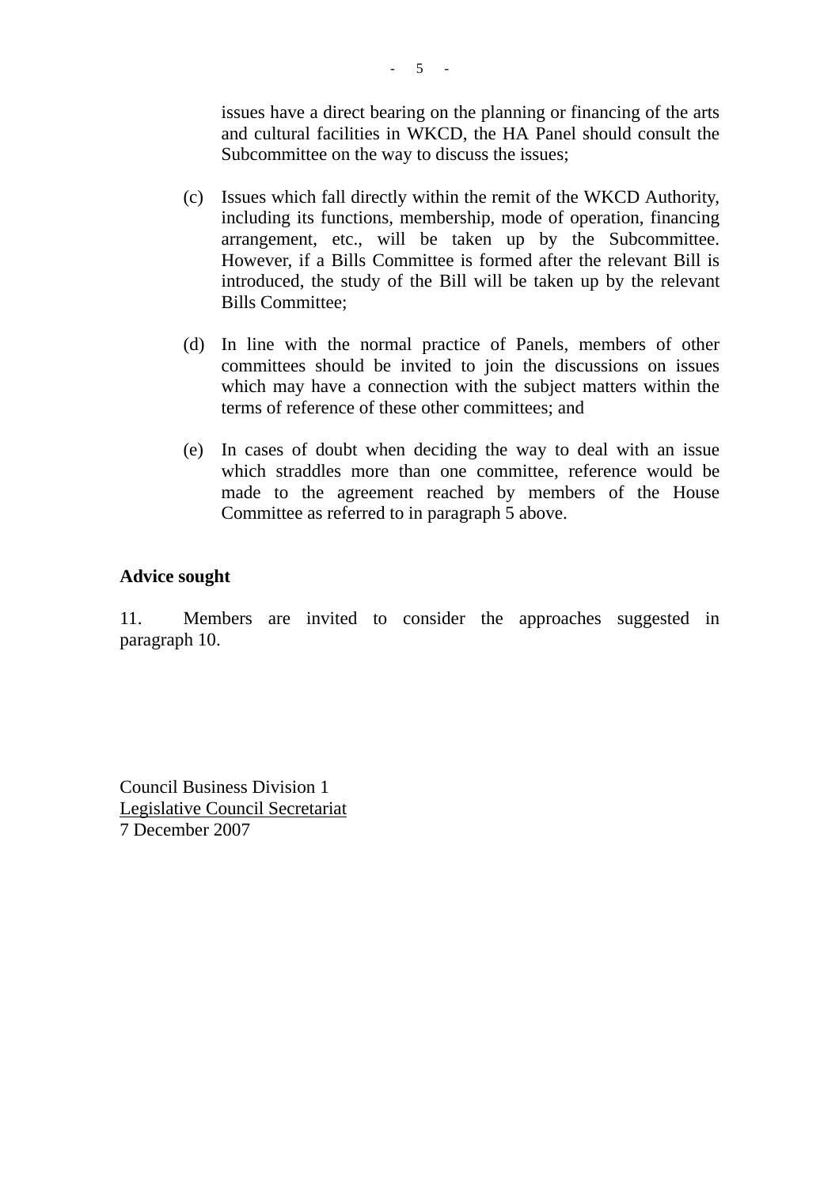issues have a direct bearing on the planning or financing of the arts and cultural facilities in WKCD, the HA Panel should consult the Subcommittee on the way to discuss the issues;

(c) Issues which fall directly within the remit of the WKCD Authority, including its functions, membership, mode of operation, financing arrangement, etc., will be taken up by the Subcommittee. However, if a Bills Committee is formed after the relevant Bill is introduced, the study of the Bill will be taken up by the relevant Bills Committee;

(d) In line with the normal practice of Panels, members of other committees should be invited to join the discussions on issues which may have a connection with the subject matters within the terms of reference of these other committees; and

(e) In cases of doubt when deciding the way to deal with an issue which straddles more than one committee, reference would be made to the agreement reached by members of the House Committee as referred to in paragraph 5 above.

**Advice sought**

11. Members are invited to consider the approaches suggested in paragraph 10.

Council Business Division 1
Legislative Council Secretariat
7 December 2007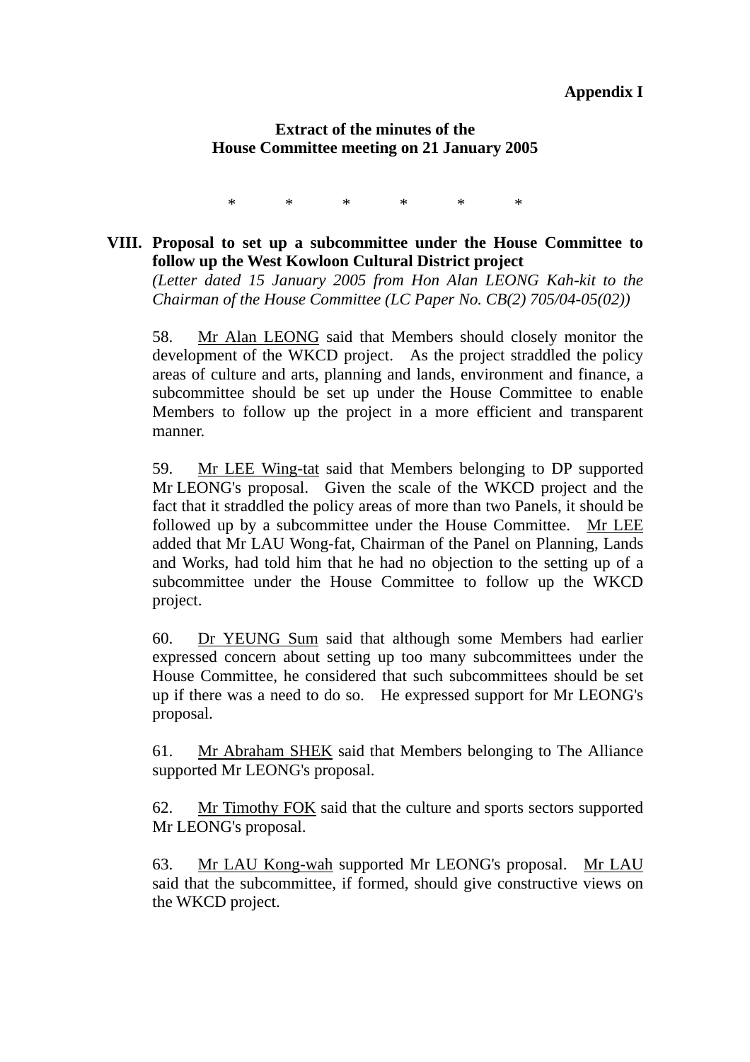**Appendix I**

**Extract of the minutes of the House Committee meeting on 21 January 2005**

\* \* \* \* \* \*

**VIII. Proposal to set up a subcommittee under the House Committee to follow up the West Kowloon Cultural District project**

*(Letter dated 15 January 2005 from Hon Alan LEONG Kah-kit to the Chairman of the House Committee (LC Paper No. CB(2) 705/04-05(02))*

58. Mr Alan LEONG said that Members should closely monitor the development of the WKCD project. As the project straddled the policy areas of culture and arts, planning and lands, environment and finance, a subcommittee should be set up under the House Committee to enable Members to follow up the project in a more efficient and transparent manner.

59. Mr LEE Wing-tat said that Members belonging to DP supported Mr LEONG's proposal. Given the scale of the WKCD project and the fact that it straddled the policy areas of more than two Panels, it should be followed up by a subcommittee under the House Committee. Mr LEE added that Mr LAU Wong-fat, Chairman of the Panel on Planning, Lands and Works, had told him that he had no objection to the setting up of a subcommittee under the House Committee to follow up the WKCD project.

60. Dr YEUNG Sum said that although some Members had earlier expressed concern about setting up too many subcommittees under the House Committee, he considered that such subcommittees should be set up if there was a need to do so. He expressed support for Mr LEONG's proposal.

61. Mr Abraham SHEK said that Members belonging to The Alliance supported Mr LEONG's proposal.

62. Mr Timothy FOK said that the culture and sports sectors supported Mr LEONG's proposal.

63. Mr LAU Kong-wah supported Mr LEONG's proposal. Mr LAU said that the subcommittee, if formed, should give constructive views on the WKCD project.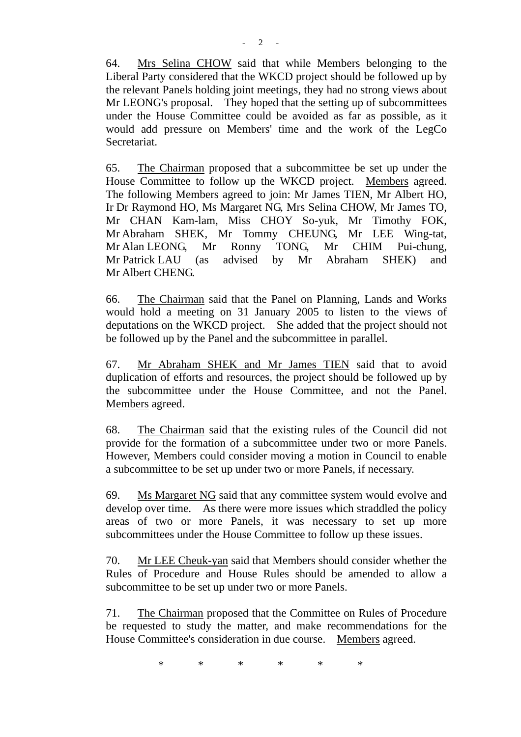64. Mrs Selina CHOW said that while Members belonging to the Liberal Party considered that the WKCD project should be followed up by the relevant Panels holding joint meetings, they had no strong views about Mr LEONG's proposal. They hoped that the setting up of subcommittees under the House Committee could be avoided as far as possible, as it would add pressure on Members' time and the work of the LegCo Secretariat.

65. The Chairman proposed that a subcommittee be set up under the House Committee to follow up the WKCD project. Members agreed. The following Members agreed to join: Mr James TIEN, Mr Albert HO, Ir Dr Raymond HO, Ms Margaret NG, Mrs Selina CHOW, Mr James TO, Mr CHAN Kam-lam, Miss CHOY So-yuk, Mr Timothy FOK, Mr Abraham SHEK, Mr Tommy CHEUNG, Mr LEE Wing-tat, Mr Alan LEONG, Mr Ronny TONG, Mr CHIM Pui-chung, Mr Patrick LAU (as advised by Mr Abraham SHEK) and Mr Albert CHENG.

66. The Chairman said that the Panel on Planning, Lands and Works would hold a meeting on 31 January 2005 to listen to the views of deputations on the WKCD project. She added that the project should not be followed up by the Panel and the subcommittee in parallel.

67. Mr Abraham SHEK and Mr James TIEN said that to avoid duplication of efforts and resources, the project should be followed up by the subcommittee under the House Committee, and not the Panel. Members agreed.

68. The Chairman said that the existing rules of the Council did not provide for the formation of a subcommittee under two or more Panels. However, Members could consider moving a motion in Council to enable a subcommittee to be set up under two or more Panels, if necessary.

69. Ms Margaret NG said that any committee system would evolve and develop over time. As there were more issues which straddled the policy areas of two or more Panels, it was necessary to set up more subcommittees under the House Committee to follow up these issues.

70. Mr LEE Cheuk-yan said that Members should consider whether the Rules of Procedure and House Rules should be amended to allow a subcommittee to be set up under two or more Panels.

71. The Chairman proposed that the Committee on Rules of Procedure be requested to study the matter, and make recommendations for the House Committee's consideration in due course. Members agreed.

\* \* \* \* \* \*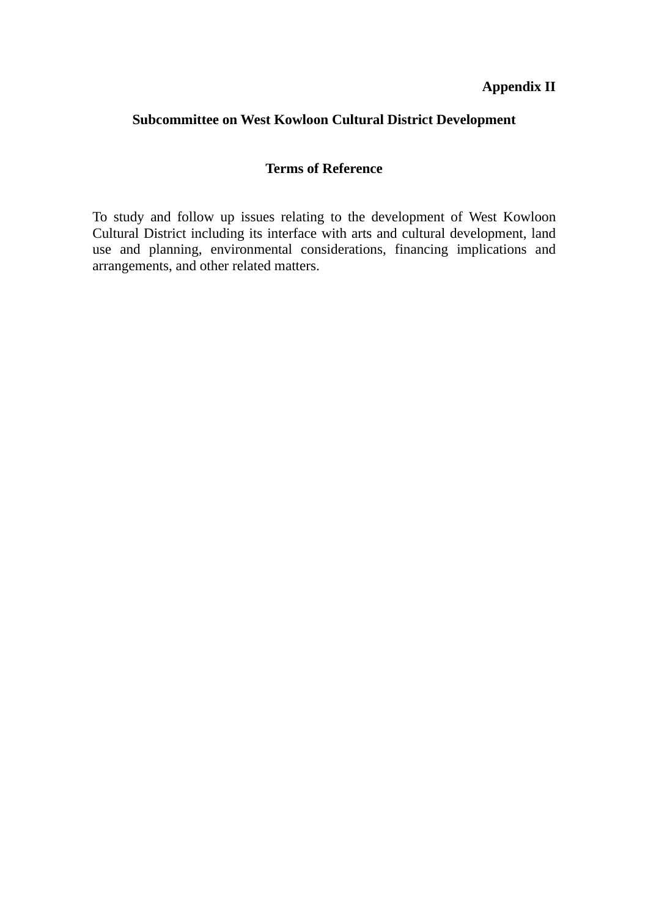**Appendix II**

## Subcommittee on West Kowloon Cultural District Development

### Terms of Reference

To study and follow up issues relating to the development of West Kowloon Cultural District including its interface with arts and cultural development, land use and planning, environmental considerations, financing implications and arrangements, and other related matters.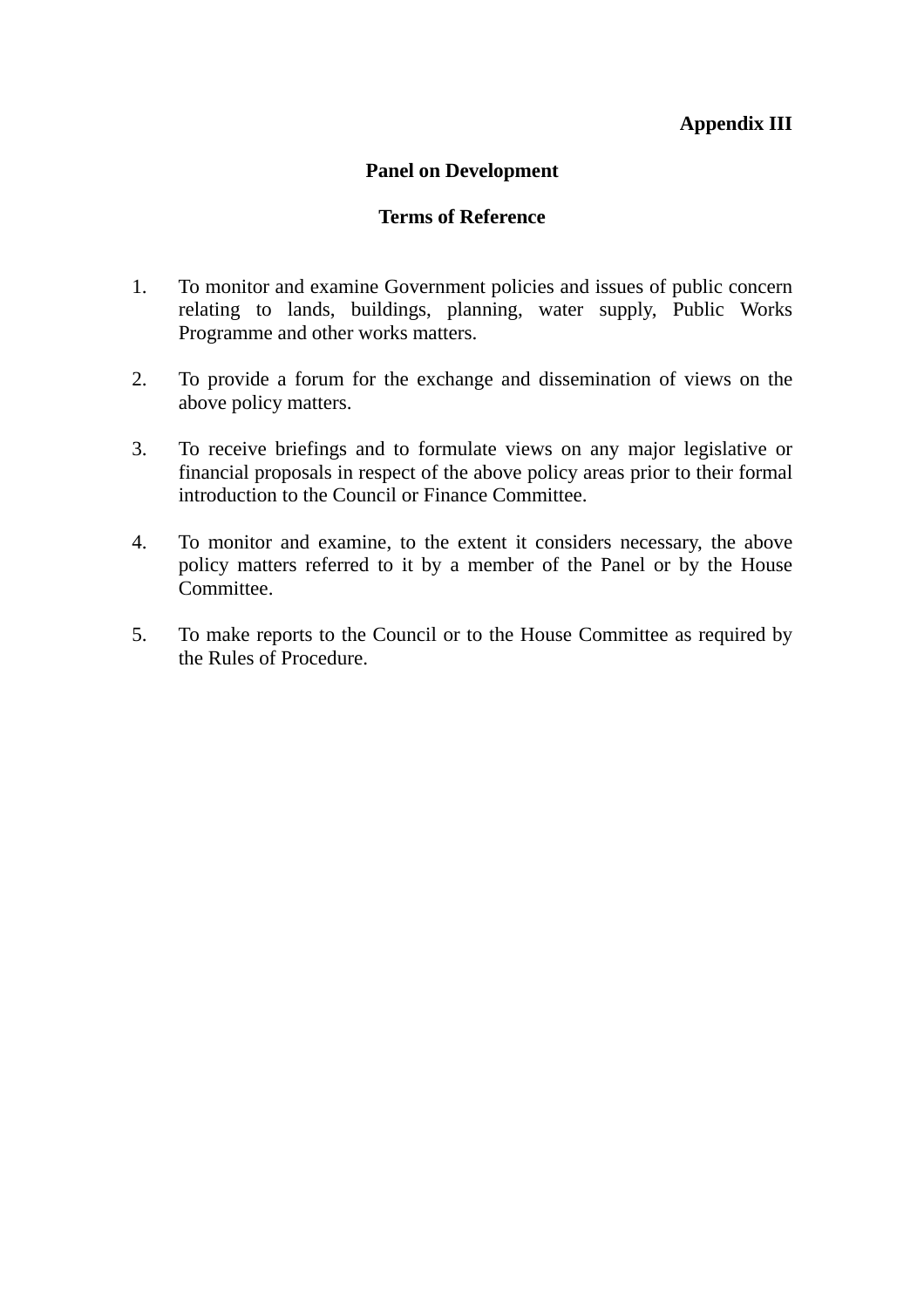**Appendix III**

# Panel on Development

## Terms of Reference

1. To monitor and examine Government policies and issues of public concern relating to lands, buildings, planning, water supply, Public Works Programme and other works matters.

2. To provide a forum for the exchange and dissemination of views on the above policy matters.

3. To receive briefings and to formulate views on any major legislative or financial proposals in respect of the above policy areas prior to their formal introduction to the Council or Finance Committee.

4. To monitor and examine, to the extent it considers necessary, the above policy matters referred to it by a member of the Panel or by the House Committee.

5. To make reports to the Council or to the House Committee as required by the Rules of Procedure.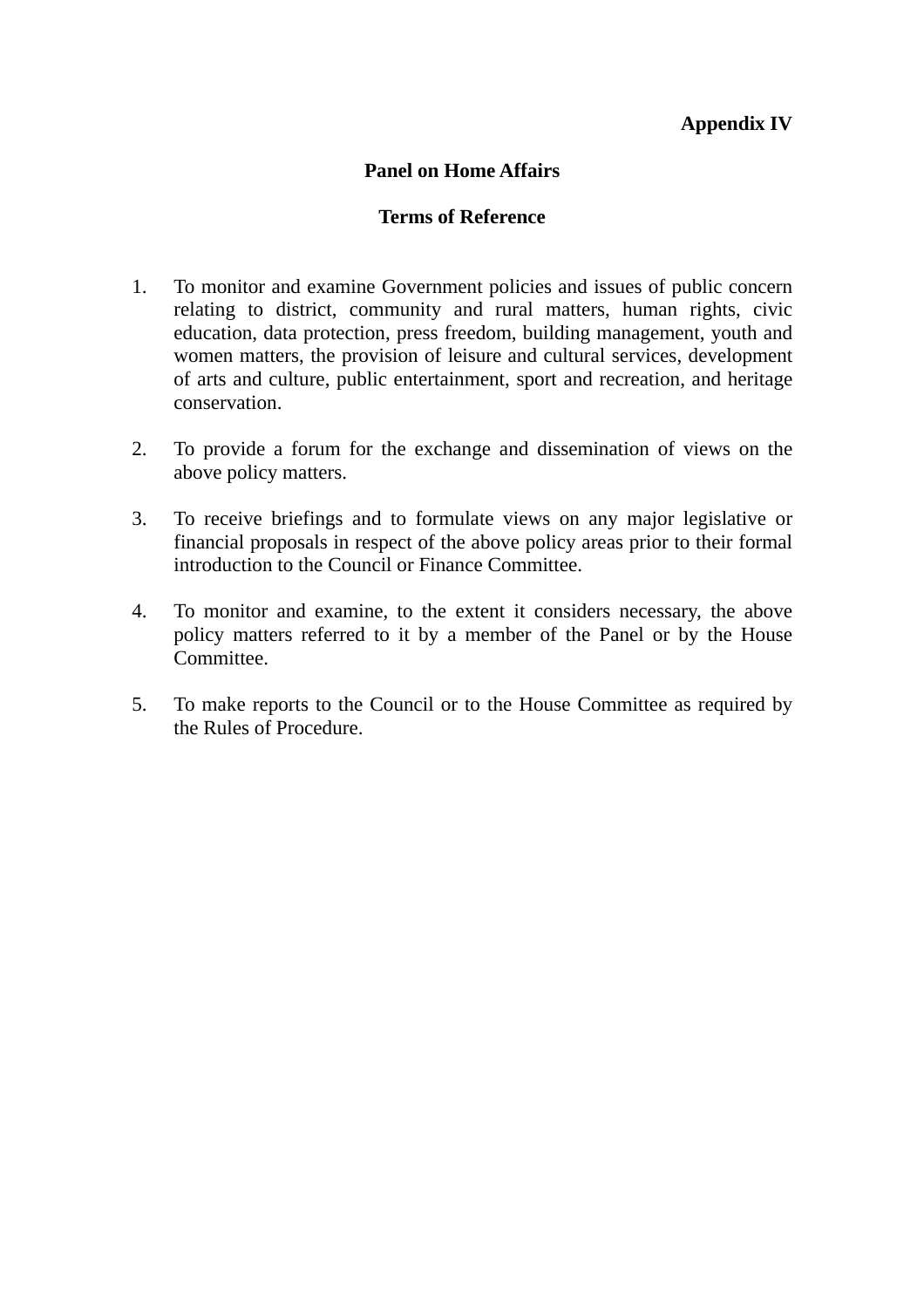**Appendix IV**

**Panel on Home Affairs**

**Terms of Reference**

1. To monitor and examine Government policies and issues of public concern relating to district, community and rural matters, human rights, civic education, data protection, press freedom, building management, youth and women matters, the provision of leisure and cultural services, development of arts and culture, public entertainment, sport and recreation, and heritage conservation.

2. To provide a forum for the exchange and dissemination of views on the above policy matters.

3. To receive briefings and to formulate views on any major legislative or financial proposals in respect of the above policy areas prior to their formal introduction to the Council or Finance Committee.

4. To monitor and examine, to the extent it considers necessary, the above policy matters referred to it by a member of the Panel or by the House Committee.

5. To make reports to the Council or to the House Committee as required by the Rules of Procedure.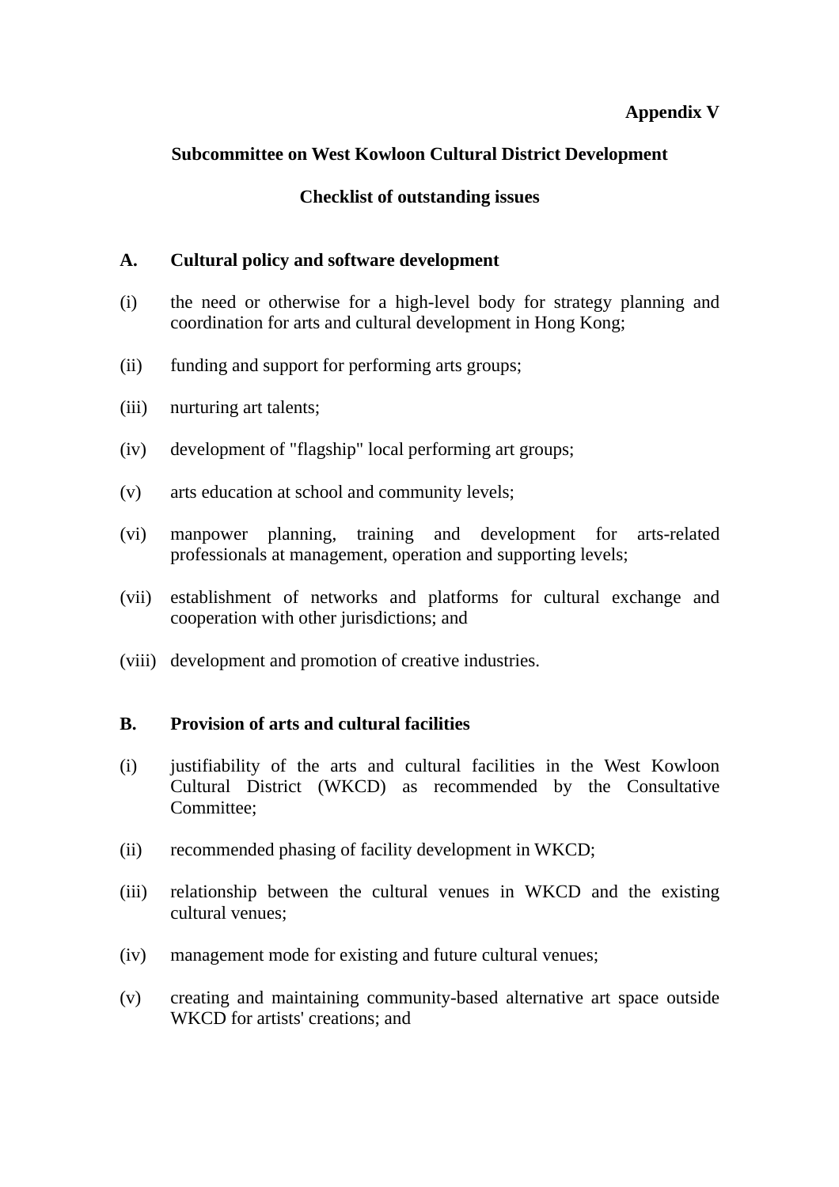**Appendix V**

**Subcommittee on West Kowloon Cultural District Development**

**Checklist of outstanding issues**

**A. Cultural policy and software development**

(i) the need or otherwise for a high-level body for strategy planning and coordination for arts and cultural development in Hong Kong;

(ii) funding and support for performing arts groups;

(iii) nurturing art talents;

(iv) development of "flagship" local performing art groups;

(v) arts education at school and community levels;

(vi) manpower planning, training and development for arts-related professionals at management, operation and supporting levels;

(vii) establishment of networks and platforms for cultural exchange and cooperation with other jurisdictions; and

(viii) development and promotion of creative industries.

**B. Provision of arts and cultural facilities**

(i) justifiability of the arts and cultural facilities in the West Kowloon Cultural District (WKCD) as recommended by the Consultative Committee;

(ii) recommended phasing of facility development in WKCD;

(iii) relationship between the cultural venues in WKCD and the existing cultural venues;

(iv) management mode for existing and future cultural venues;

(v) creating and maintaining community-based alternative art space outside WKCD for artists' creations; and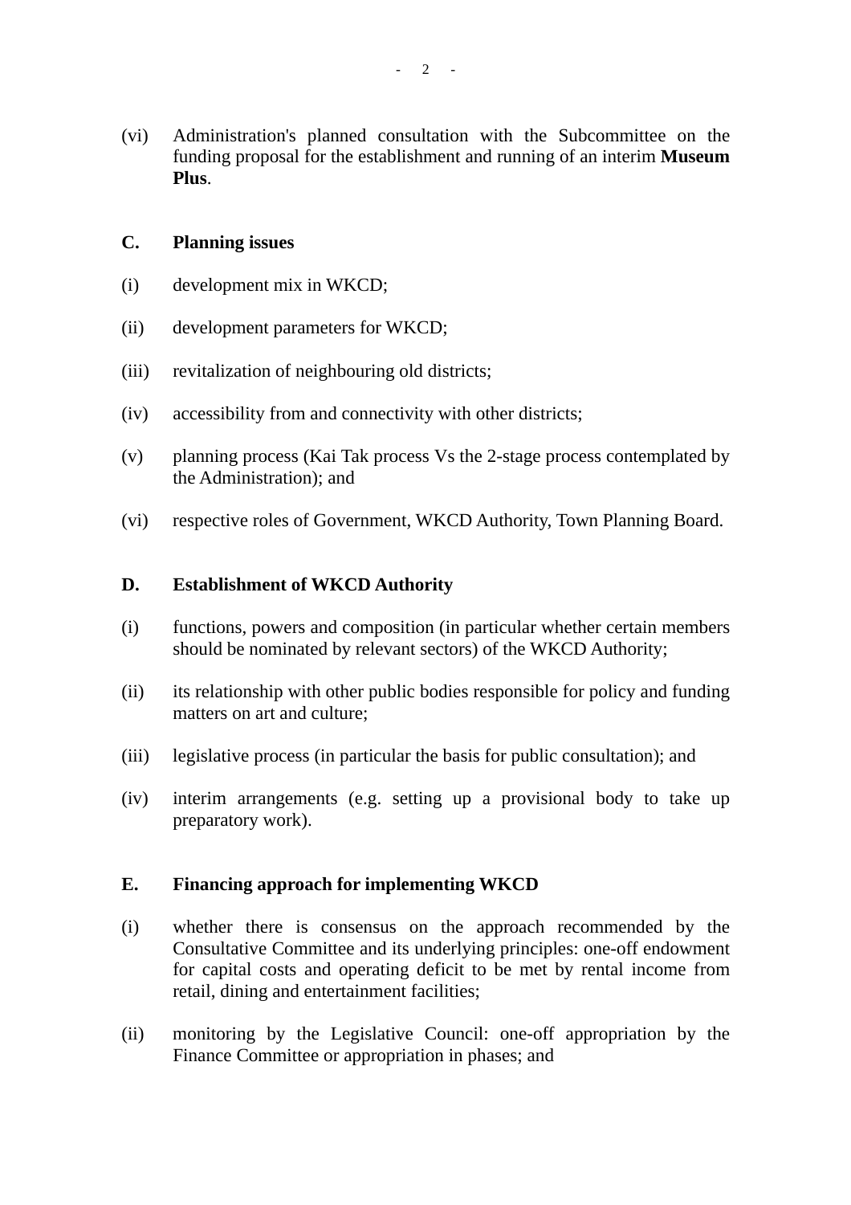(vi) Administration's planned consultation with the Subcommittee on the funding proposal for the establishment and running of an interim **Museum Plus**.

**C. Planning issues**

(i) development mix in WKCD;

(ii) development parameters for WKCD;

(iii) revitalization of neighbouring old districts;

(iv) accessibility from and connectivity with other districts;

(v) planning process (Kai Tak process Vs the 2-stage process contemplated by the Administration); and

(vi) respective roles of Government, WKCD Authority, Town Planning Board.

**D. Establishment of WKCD Authority**

(i) functions, powers and composition (in particular whether certain members should be nominated by relevant sectors) of the WKCD Authority;

(ii) its relationship with other public bodies responsible for policy and funding matters on art and culture;

(iii) legislative process (in particular the basis for public consultation); and

(iv) interim arrangements (e.g. setting up a provisional body to take up preparatory work).

**E. Financing approach for implementing WKCD**

(i) whether there is consensus on the approach recommended by the Consultative Committee and its underlying principles: one-off endowment for capital costs and operating deficit to be met by rental income from retail, dining and entertainment facilities;

(ii) monitoring by the Legislative Council: one-off appropriation by the Finance Committee or appropriation in phases; and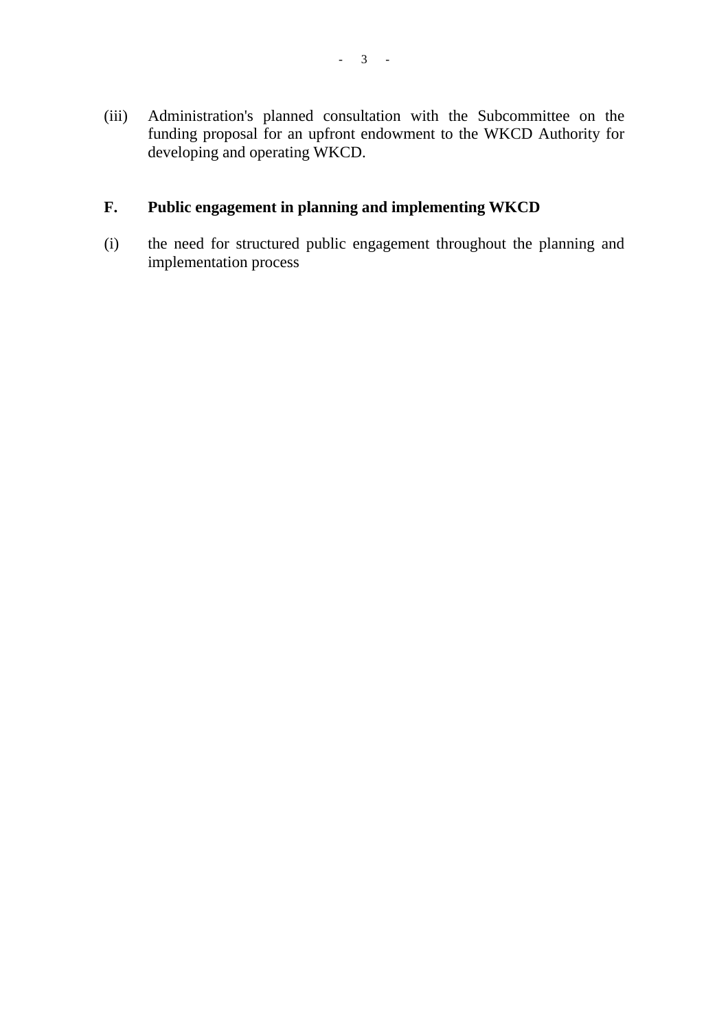(iii) Administration's planned consultation with the Subcommittee on the funding proposal for an upfront endowment to the WKCD Authority for developing and operating WKCD.

## F. Public engagement in planning and implementing WKCD

(i) the need for structured public engagement throughout the planning and implementation process